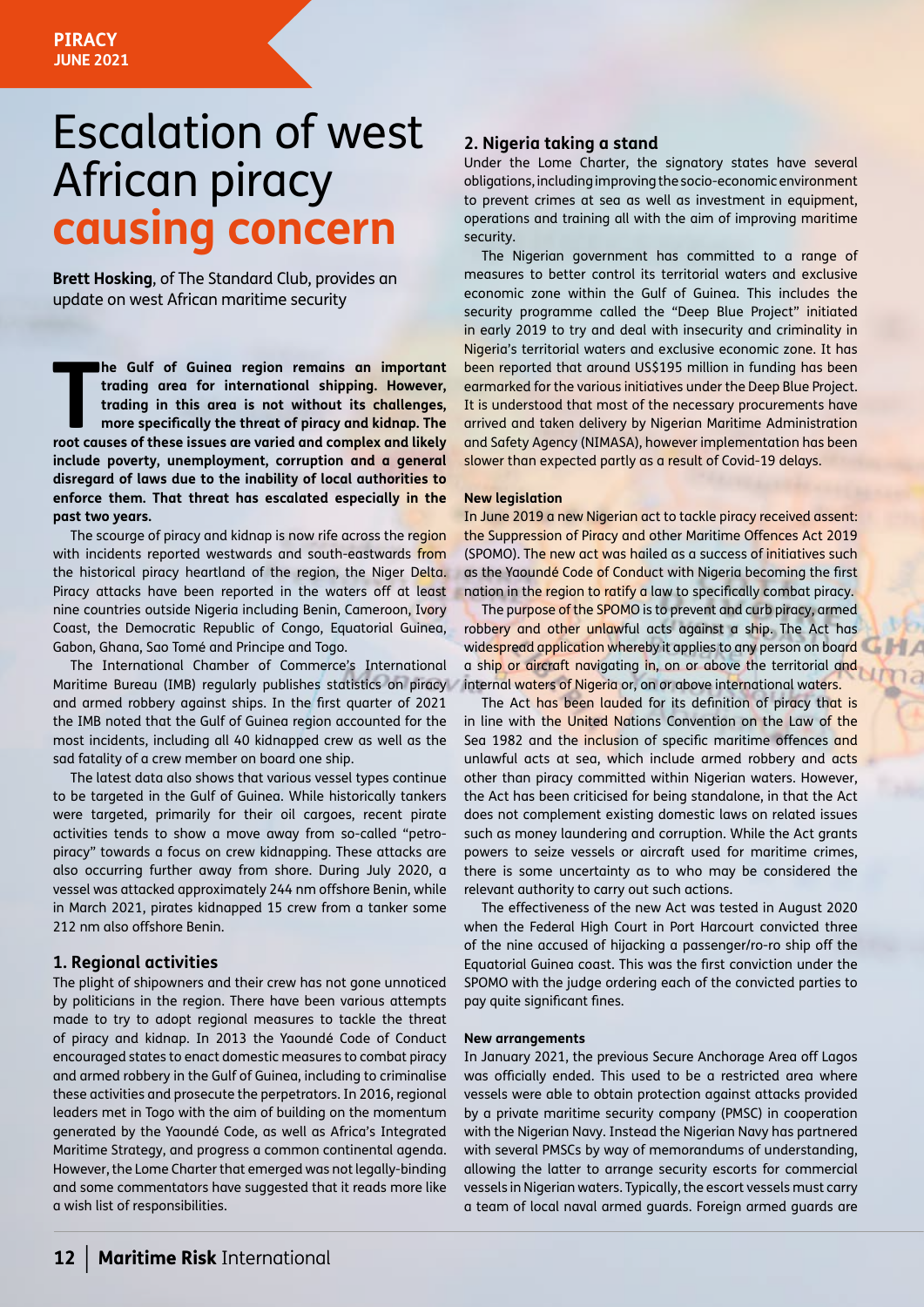PIRACY
JUNE 2021

# Escalation of west African piracy causing concern

**Brett Hosking**, of The Standard Club, provides an update on west African maritime security

**The Gulf of Guinea region remains an important trading area for international shipping. However, trading in this area is not without its challenges, more specifically the threat of piracy and kidnap. The root causes of these issues are varied and complex and likely include poverty, unemployment, corruption and a general disregard of laws due to the inability of local authorities to enforce them. That threat has escalated especially in the past two years.**

The scourge of piracy and kidnap is now rife across the region with incidents reported westwards and south-eastwards from the historical piracy heartland of the region, the Niger Delta. Piracy attacks have been reported in the waters off at least nine countries outside Nigeria including Benin, Cameroon, Ivory Coast, the Democratic Republic of Congo, Equatorial Guinea, Gabon, Ghana, Sao Tomé and Principe and Togo.

The International Chamber of Commerce's International Maritime Bureau (IMB) regularly publishes statistics on piracy and armed robbery against ships. In the first quarter of 2021 the IMB noted that the Gulf of Guinea region accounted for the most incidents, including all 40 kidnapped crew as well as the sad fatality of a crew member on board one ship.

The latest data also shows that various vessel types continue to be targeted in the Gulf of Guinea. While historically tankers were targeted, primarily for their oil cargoes, recent pirate activities tends to show a move away from so-called "petro-piracy" towards a focus on crew kidnapping. These attacks are also occurring further away from shore. During July 2020, a vessel was attacked approximately 244 nm offshore Benin, while in March 2021, pirates kidnapped 15 crew from a tanker some 212 nm also offshore Benin.

## 1. Regional activities

The plight of shipowners and their crew has not gone unnoticed by politicians in the region. There have been various attempts made to try to adopt regional measures to tackle the threat of piracy and kidnap. In 2013 the Yaoundé Code of Conduct encouraged states to enact domestic measures to combat piracy and armed robbery in the Gulf of Guinea, including to criminalise these activities and prosecute the perpetrators. In 2016, regional leaders met in Togo with the aim of building on the momentum generated by the Yaoundé Code, as well as Africa's Integrated Maritime Strategy, and progress a common continental agenda. However, the Lome Charter that emerged was not legally-binding and some commentators have suggested that it reads more like a wish list of responsibilities.

## 2. Nigeria taking a stand

Under the Lome Charter, the signatory states have several obligations, including improving the socio-economic environment to prevent crimes at sea as well as investment in equipment, operations and training all with the aim of improving maritime security.

The Nigerian government has committed to a range of measures to better control its territorial waters and exclusive economic zone within the Gulf of Guinea. This includes the security programme called the "Deep Blue Project" initiated in early 2019 to try and deal with insecurity and criminality in Nigeria's territorial waters and exclusive economic zone. It has been reported that around US$195 million in funding has been earmarked for the various initiatives under the Deep Blue Project. It is understood that most of the necessary procurements have arrived and taken delivery by Nigerian Maritime Administration and Safety Agency (NIMASA), however implementation has been slower than expected partly as a result of Covid-19 delays.

### New legislation

In June 2019 a new Nigerian act to tackle piracy received assent: the Suppression of Piracy and other Maritime Offences Act 2019 (SPOMO). The new act was hailed as a success of initiatives such as the Yaoundé Code of Conduct with Nigeria becoming the first nation in the region to ratify a law to specifically combat piracy.

The purpose of the SPOMO is to prevent and curb piracy, armed robbery and other unlawful acts against a ship. The Act has widespread application whereby it applies to any person on board a ship or aircraft navigating in, on or above the territorial and internal waters of Nigeria or, on or above international waters.

The Act has been lauded for its definition of piracy that is in line with the United Nations Convention on the Law of the Sea 1982 and the inclusion of specific maritime offences and unlawful acts at sea, which include armed robbery and acts other than piracy committed within Nigerian waters. However, the Act has been criticised for being standalone, in that the Act does not complement existing domestic laws on related issues such as money laundering and corruption. While the Act grants powers to seize vessels or aircraft used for maritime crimes, there is some uncertainty as to who may be considered the relevant authority to carry out such actions.

The effectiveness of the new Act was tested in August 2020 when the Federal High Court in Port Harcourt convicted three of the nine accused of hijacking a passenger/ro-ro ship off the Equatorial Guinea coast. This was the first conviction under the SPOMO with the judge ordering each of the convicted parties to pay quite significant fines.

### New arrangements

In January 2021, the previous Secure Anchorage Area off Lagos was officially ended. This used to be a restricted area where vessels were able to obtain protection against attacks provided by a private maritime security company (PMSC) in cooperation with the Nigerian Navy. Instead the Nigerian Navy has partnered with several PMSCs by way of memorandums of understanding, allowing the latter to arrange security escorts for commercial vessels in Nigerian waters. Typically, the escort vessels must carry a team of local naval armed guards. Foreign armed guards are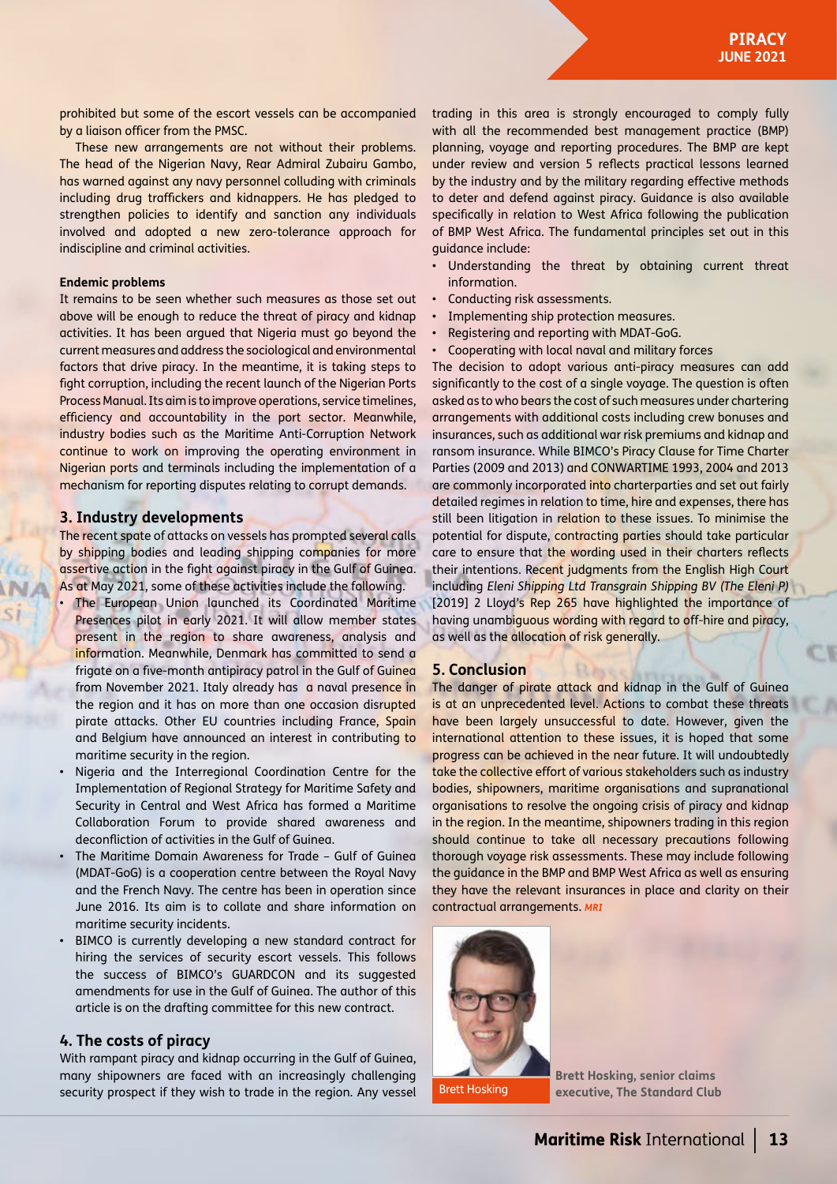prohibited but some of the escort vessels can be accompanied by a liaison officer from the PMSC.

These new arrangements are not without their problems. The head of the Nigerian Navy, Rear Admiral Zubairu Gambo, has warned against any navy personnel colluding with criminals including drug traffickers and kidnappers. He has pledged to strengthen policies to identify and sanction any individuals involved and adopted a new zero-tolerance approach for indiscipline and criminal activities.

**Endemic problems**

It remains to be seen whether such measures as those set out above will be enough to reduce the threat of piracy and kidnap activities. It has been argued that Nigeria must go beyond the current measures and address the sociological and environmental factors that drive piracy. In the meantime, it is taking steps to fight corruption, including the recent launch of the Nigerian Ports Process Manual. Its aim is to improve operations, service timelines, efficiency and accountability in the port sector. Meanwhile, industry bodies such as the Maritime Anti-Corruption Network continue to work on improving the operating environment in Nigerian ports and terminals including the implementation of a mechanism for reporting disputes relating to corrupt demands.

## 3. Industry developments

The recent spate of attacks on vessels has prompted several calls by shipping bodies and leading shipping companies for more assertive action in the fight against piracy in the Gulf of Guinea. As at May 2021, some of these activities include the following.

- The European Union launched its Coordinated Maritime Presences pilot in early 2021. It will allow member states present in the region to share awareness, analysis and information. Meanwhile, Denmark has committed to send a frigate on a five-month antipiracy patrol in the Gulf of Guinea from November 2021. Italy already has a naval presence in the region and it has on more than one occasion disrupted pirate attacks. Other EU countries including France, Spain and Belgium have announced an interest in contributing to maritime security in the region.
- Nigeria and the Interregional Coordination Centre for the Implementation of Regional Strategy for Maritime Safety and Security in Central and West Africa has formed a Maritime Collaboration Forum to provide shared awareness and deconfliction of activities in the Gulf of Guinea.
- The Maritime Domain Awareness for Trade – Gulf of Guinea (MDAT-GoG) is a cooperation centre between the Royal Navy and the French Navy. The centre has been in operation since June 2016. Its aim is to collate and share information on maritime security incidents.
- BIMCO is currently developing a new standard contract for hiring the services of security escort vessels. This follows the success of BIMCO's GUARDCON and its suggested amendments for use in the Gulf of Guinea. The author of this article is on the drafting committee for this new contract.

## 4. The costs of piracy

With rampant piracy and kidnap occurring in the Gulf of Guinea, many shipowners are faced with an increasingly challenging security prospect if they wish to trade in the region. Any vessel trading in this area is strongly encouraged to comply fully with all the recommended best management practice (BMP) planning, voyage and reporting procedures. The BMP are kept under review and version 5 reflects practical lessons learned by the industry and by the military regarding effective methods to deter and defend against piracy. Guidance is also available specifically in relation to West Africa following the publication of BMP West Africa. The fundamental principles set out in this guidance include:

- Understanding the threat by obtaining current threat information.
- Conducting risk assessments.
- Implementing ship protection measures.
- Registering and reporting with MDAT-GoG.
- Cooperating with local naval and military forces

The decision to adopt various anti-piracy measures can add significantly to the cost of a single voyage. The question is often asked as to who bears the cost of such measures under chartering arrangements with additional costs including crew bonuses and insurances, such as additional war risk premiums and kidnap and ransom insurance. While BIMCO's Piracy Clause for Time Charter Parties (2009 and 2013) and CONWARTIME 1993, 2004 and 2013 are commonly incorporated into charterparties and set out fairly detailed regimes in relation to time, hire and expenses, there has still been litigation in relation to these issues. To minimise the potential for dispute, contracting parties should take particular care to ensure that the wording used in their charters reflects their intentions. Recent judgments from the English High Court including *Eleni Shipping Ltd Transgrain Shipping BV (The Eleni P)* [2019] 2 Lloyd's Rep 265 have highlighted the importance of having unambiguous wording with regard to off-hire and piracy, as well as the allocation of risk generally.

## 5. Conclusion

The danger of pirate attack and kidnap in the Gulf of Guinea is at an unprecedented level. Actions to combat these threats have been largely unsuccessful to date. However, given the international attention to these issues, it is hoped that some progress can be achieved in the near future. It will undoubtedly take the collective effort of various stakeholders such as industry bodies, shipowners, maritime organisations and supranational organisations to resolve the ongoing crisis of piracy and kidnap in the region. In the meantime, shipowners trading in this region should continue to take all necessary precautions following thorough voyage risk assessments. These may include following the guidance in the BMP and BMP West Africa as well as ensuring they have the relevant insurances in place and clarity on their contractual arrangements. *MRI*

Brett Hosking

**Brett Hosking, senior claims executive, The Standard Club**